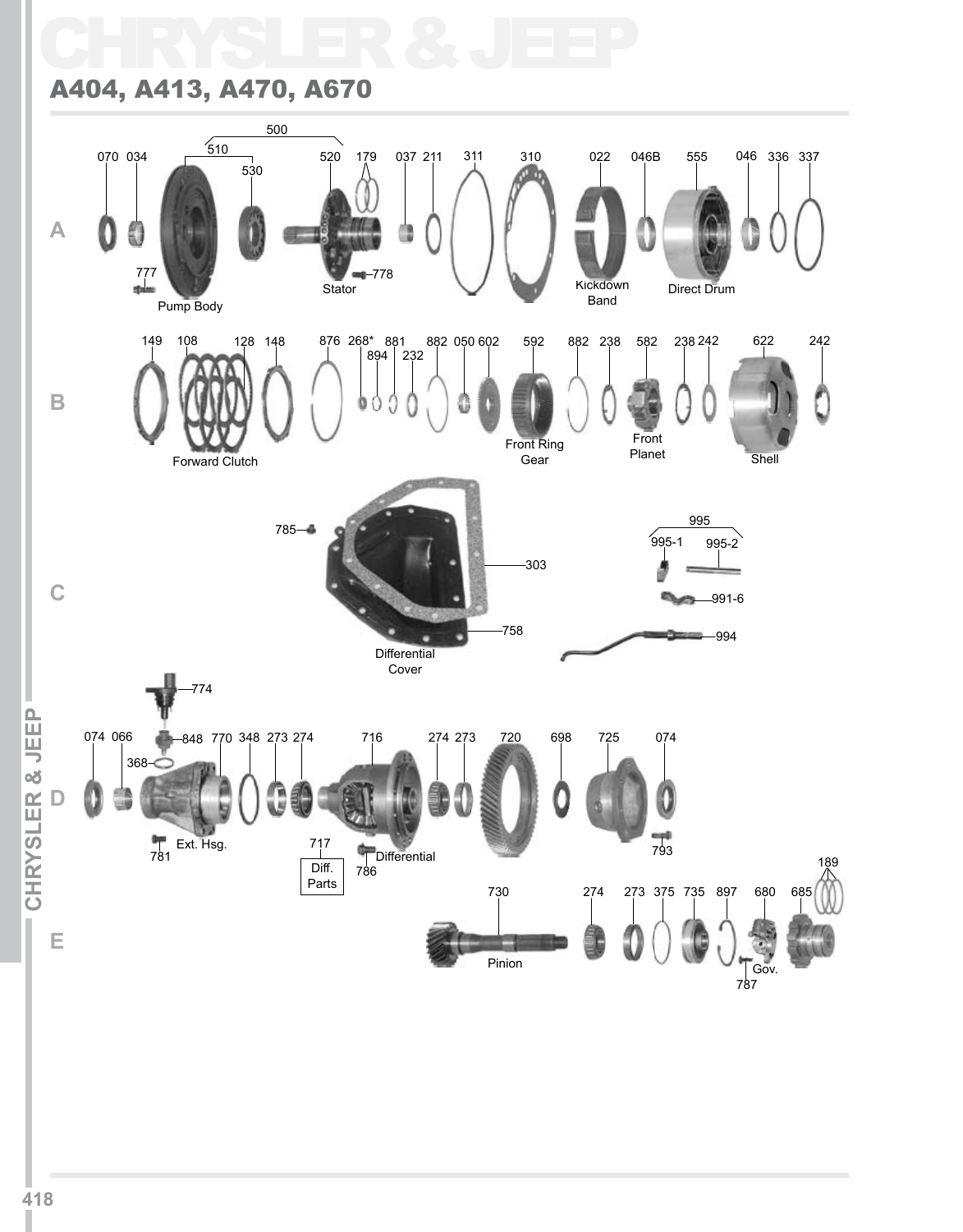# CHRYSLER & JEEP

## A404, A413, A470, A670

500

070 034 510 530 520 179 037 211 311 310 022 046B 555 046 336 337

A

777 Pump Body

778 Stator

Kickdown Band

Direct Drum

149 108 128 148 876 268* 881 894 232 882 050 602 592 882 238 582 238 242 622 242

B

Forward Clutch

Front Ring Gear

Front Planet

Shell

785

303

758

Differential Cover

C

995

995-1 995-2

991-6

994

774

074 066 848 770 348 273 274 716 274 273 720 698 725 074

368

D

781 Ext. Hsg.

717 Diff. Parts

786 Differential

793

189

730 274 273 375 735 897 680 685

E

Pinion

787 Gov.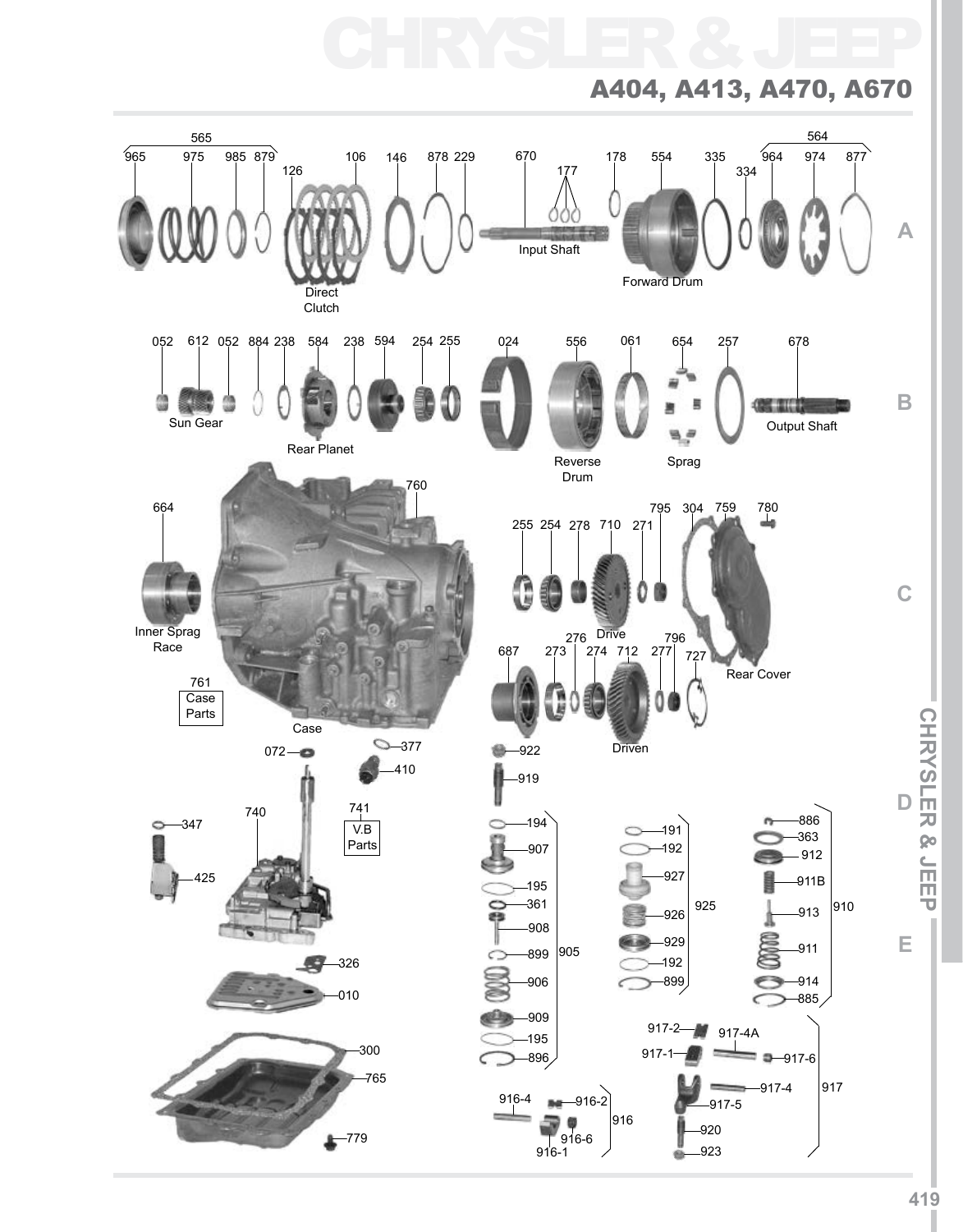# CHRYSLER & JEEP

## A404, A413, A470, A670

565 965 975 985 879 126 106 146 878 229 670 177 178 554 335 334 564 964 974 877

Direct Clutch

Input Shaft

Forward Drum

A

052 612 052 884 238 584 238 594 254 255 024 556 061 654 257 678

Sun Gear

Rear Planet

Reverse Drum

Sprag

Output Shaft

B

760

664

Inner Sprag Race

761 Case Parts

Case

255 254 278 710 271 795 304 759 780

Drive

687 273 276 274 712 277 796 727

Driven

Rear Cover

C

072 377 410 922 919

347 425 740 741 V.B Parts

326 010 300 765 779

194 907 195 361 908 899 906 909 195 896 905

191 192 927 926 929 192 899 925

886 363 912 911B 913 911 914 885 910

D

E

916-4 916-2 916-1 916-6 916

917-2 917-4A 917-1 917-6 917-4 917-5 920 923 917

CHRYSLER & JEEP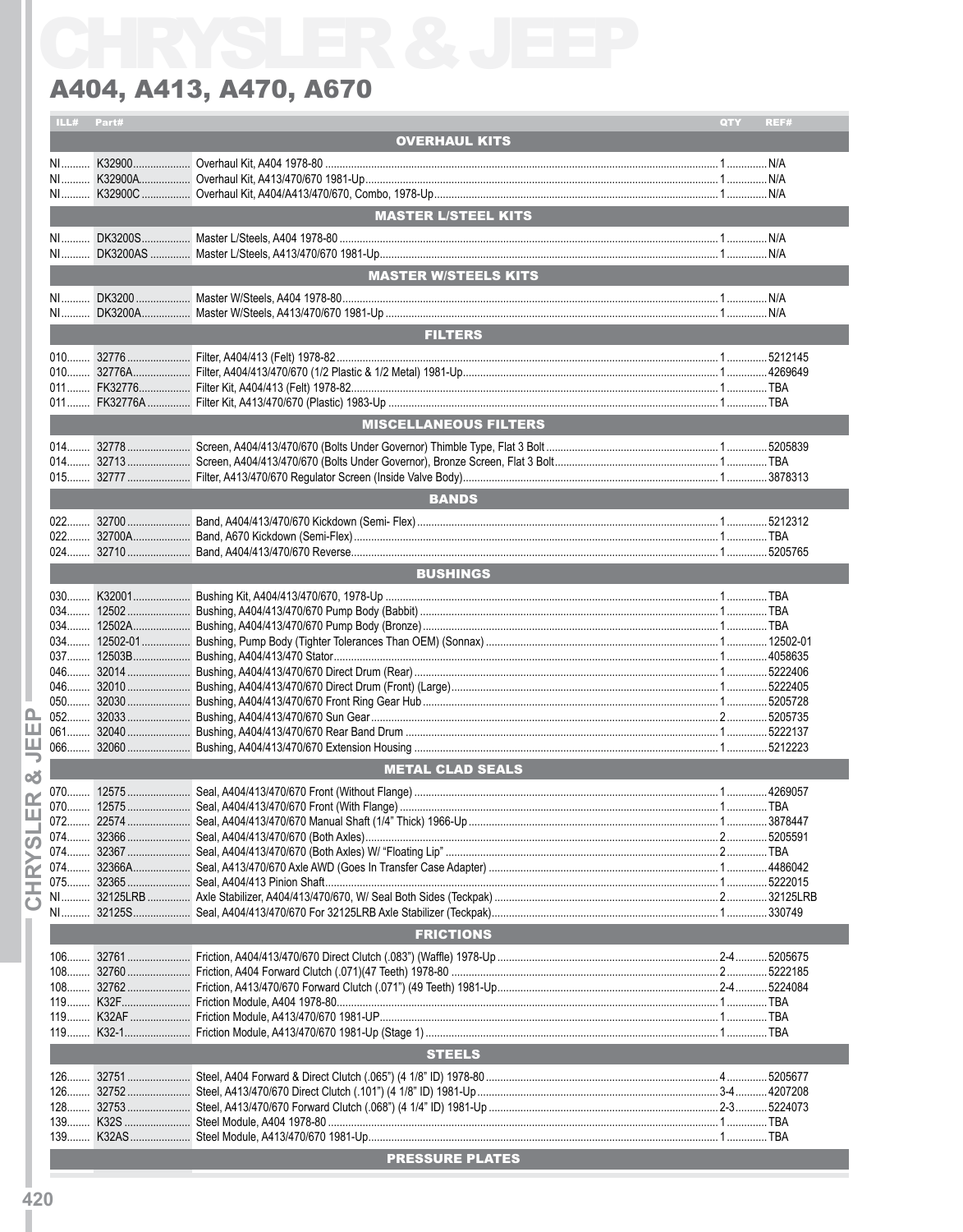# CHRYSLER & JEEP

## A404, A413, A470, A670

| ILL# | Part# | | QTY | REF# |
|---|---|---|---|---|
| | | **OVERHAUL KITS** | | |
| NI | K32900 | Overhaul Kit, A404 1978-80 | 1 | N/A |
| NI | K32900A | Overhaul Kit, A413/470/670 1981-Up | 1 | N/A |
| NI | K32900C | Overhaul Kit, A404/A413/470/670, Combo, 1978-Up | 1 | N/A |
| | | **MASTER L/STEEL KITS** | | |
| NI | DK3200S | Master L/Steels, A404 1978-80 | 1 | N/A |
| NI | DK3200AS | Master L/Steels, A413/470/670 1981-Up | 1 | N/A |
| | | **MASTER W/STEELS KITS** | | |
| NI | DK3200 | Master W/Steels, A404 1978-80 | 1 | N/A |
| NI | DK3200A | Master W/Steels, A413/470/670 1981-Up | 1 | N/A |
| | | **FILTERS** | | |
| 010 | 32776 | Filter, A404/413 (Felt) 1978-82 | 1 | 5212145 |
| 010 | 32776A | Filter, A404/413/470/670 (1/2 Plastic & 1/2 Metal) 1981-Up | 1 | 4269649 |
| 011 | FK32776 | Filter Kit, A404/413 (Felt) 1978-82 | 1 | TBA |
| 011 | FK32776A | Filter Kit, A413/470/670 (Plastic) 1983-Up | 1 | TBA |
| | | **MISCELLANEOUS FILTERS** | | |
| 014 | 32778 | Screen, A404/413/470/670 (Bolts Under Governor) Thimble Type, Flat 3 Bolt | 1 | 5205839 |
| 014 | 32713 | Screen, A404/413/470/670 (Bolts Under Governor), Bronze Screen, Flat 3 Bolt | 1 | TBA |
| 015 | 32777 | Filter, A413/470/670 Regulator Screen (Inside Valve Body) | 1 | 3878313 |
| | | **BANDS** | | |
| 022 | 32700 | Band, A404/413/470/670 Kickdown (Semi- Flex) | 1 | 5212312 |
| 022 | 32700A | Band, A670 Kickdown (Semi-Flex) | 1 | TBA |
| 024 | 32710 | Band, A404/413/470/670 Reverse | 1 | 5205765 |
| | | **BUSHINGS** | | |
| 030 | K32001 | Bushing Kit, A404/413/470/670, 1978-Up | 1 | TBA |
| 034 | 12502 | Bushing, A404/413/470/670 Pump Body (Babbit) | 1 | TBA |
| 034 | 12502A | Bushing, A404/413/470/670 Pump Body (Bronze) | 1 | TBA |
| 034 | 12502-01 | Bushing, Pump Body (Tighter Tolerances Than OEM) (Sonnax) | 1 | 12502-01 |
| 037 | 12503B | Bushing, A404/413/470 Stator | 1 | 4058635 |
| 046 | 32014 | Bushing, A404/413/470/670 Direct Drum (Rear) | 1 | 5222406 |
| 046 | 32010 | Bushing, A404/413/470/670 Direct Drum (Front) (Large) | 1 | 5222405 |
| 050 | 32030 | Bushing, A404/413/470/670 Front Ring Gear Hub | 1 | 5205728 |
| 052 | 32033 | Bushing, A404/413/470/670 Sun Gear | 2 | 5205735 |
| 061 | 32040 | Bushing, A404/413/470/670 Rear Band Drum | 1 | 5222137 |
| 066 | 32060 | Bushing, A404/413/470/670 Extension Housing | 1 | 5212223 |
| | | **METAL CLAD SEALS** | | |
| 070 | 12575 | Seal, A404/413/470/670 Front (Without Flange) | 1 | 4269057 |
| 070 | 12575 | Seal, A404/413/470/670 Front (With Flange) | 1 | TBA |
| 072 | 22574 | Seal, A404/413/470/670 Manual Shaft (1/4" Thick) 1966-Up | 1 | 3878447 |
| 074 | 32366 | Seal, A404/413/470/670 (Both Axles) | 2 | 5205591 |
| 074 | 32367 | Seal, A404/413/470/670 (Both Axles) W/ "Floating Lip" | 2 | TBA |
| 074 | 32366A | Seal, A413/470/670 Axle AWD (Goes In Transfer Case Adapter) | 1 | 4486042 |
| 075 | 32365 | Seal, A404/413 Pinion Shaft | 1 | 5222015 |
| NI | 32125LRB | Axle Stabilizer, A404/413/470/670, W/ Seal Both Sides (Teckpak) | 2 | 32125LRB |
| NI | 32125S | Seal, A404/413/470/670 For 32125LRB Axle Stabilizer (Teckpak) | 1 | 330749 |
| | | **FRICTIONS** | | |
| 106 | 32761 | Friction, A404/413/470/670 Direct Clutch (.083") (Waffle) 1978-Up | 2-4 | 5205675 |
| 108 | 32760 | Friction, A404 Forward Clutch (.071)(47 Teeth) 1978-80 | 2 | 5222185 |
| 108 | 32762 | Friction, A413/470/670 Forward Clutch (.071") (49 Teeth) 1981-Up | 2-4 | 5224084 |
| 119 | K32F | Friction Module, A404 1978-80 | 1 | TBA |
| 119 | K32AF | Friction Module, A413/470/670 1981-UP | 1 | TBA |
| 119 | K32-1 | Friction Module, A413/470/670 1981-Up (Stage 1) | 1 | TBA |
| | | **STEELS** | | |
| 126 | 32751 | Steel, A404 Forward & Direct Clutch (.065") (4 1/8" ID) 1978-80 | 4 | 5205677 |
| 126 | 32752 | Steel, A413/470/670 Direct Clutch (.101") (4 1/8" ID) 1981-Up | 3-4 | 4207208 |
| 128 | 32753 | Steel, A413/470/670 Forward Clutch (.068") (4 1/4" ID) 1981-Up | 2-3 | 5224073 |
| 139 | K32S | Steel Module, A404 1978-80 | 1 | TBA |
| 139 | K32AS | Steel Module, A413/470/670 1981-Up | 1 | TBA |
| | | **PRESSURE PLATES** | | |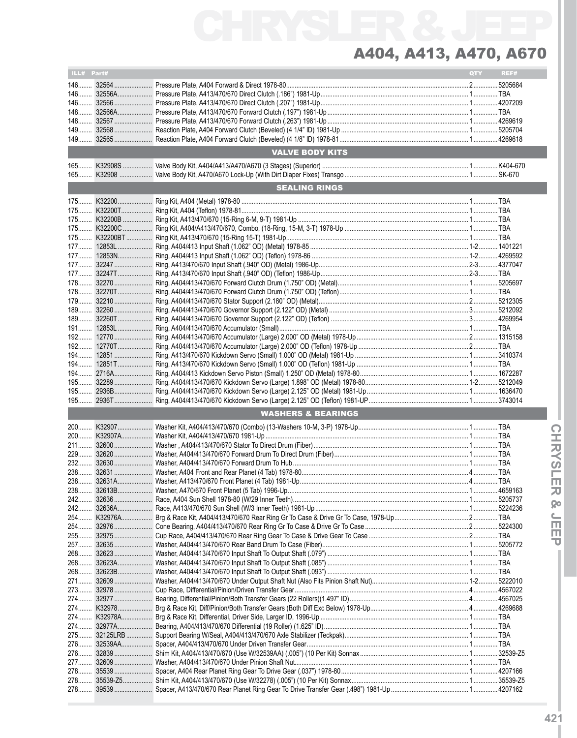# A404, A413, A470, A670

| ILL# | Part# | | QTY | REF# |
|---|---|---|---|---|
| 146 | 32564 | Pressure Plate, A404 Forward & Direct 1978-80 | 2 | 5205684 |
| 146 | 32556A | Pressure Plate, A413/470/670 Direct Clutch (.186") 1981-Up | 1 | TBA |
| 146 | 32566 | Pressure Plate, A413/470/670 Direct Clutch (.207") 1981-Up | 1 | 4207209 |
| 148 | 32566A | Pressure Plate, A413/470/670 Forward Clutch (.197") 1981-Up | 1 | TBA |
| 148 | 32567 | Pressure Plate, A413/470/670 Forward Clutch (.263") 1981-Up | 1 | 4269619 |
| 149 | 32568 | Reaction Plate, A404 Forward Clutch (Beveled) (4 1/4" ID) 1981-Up | 1 | 5205704 |
| 149 | 32565 | Reaction Plate, A404 Forward Clutch (Beveled) (4 1/8" ID) 1978-81 | 1 | 4269618 |
| | | **VALVE BODY KITS** | | |
| 165 | K32908S | Valve Body Kit, A404/A413/A470/A670 (3 Stages) (Superior) | 1 | K404-670 |
| 165 | K32908 | Valve Body Kit, A470/A670 Lock-Up (With Dirt Diaper Fixes) Transgo | 1 | SK-670 |
| | | **SEALING RINGS** | | |
| 175 | K32200 | Ring Kit, A404 (Metal) 1978-80 | 1 | TBA |
| 175 | K32200T | Ring Kit, A404 (Teflon) 1978-81 | 1 | TBA |
| 175 | K32200B | Ring Kit, A413/470/670 (15-Ring 6-M, 9-T) 1981-Up | 1 | TBA |
| 175 | K32200C | Ring Kit, A404/A413/470/670, Combo, (18-Ring, 15-M, 3-T) 1978-Up | 1 | TBA |
| 175 | K32200BT | Ring Kit, A413/470/670 (15-Ring 15-T) 1981-Up | 1 | TBA |
| 177 | 12853L | Ring, A404/413 Input Shaft (1.062" OD) (Metal) 1978-85 | 1-2 | 1401221 |
| 177 | 12853N | Ring, A404/413 Input Shaft (1.062" OD) (Teflon) 1978-86 | 1-2 | 4269592 |
| 177 | 32247 | Ring, A413/470/670 Input Shaft (.940" OD) (Metal) 1986-Up | 2-3 | 4377047 |
| 177 | 32247T | Ring, A413/470/670 Input Shaft (.940" OD) (Teflon) 1986-Up | 2-3 | TBA |
| 178 | 32270 | Ring, A404/413/470/670 Forward Clutch Drum (1.750" OD) (Metal) | 1 | 5205697 |
| 178 | 32270T | Ring, A404/413/470/670 Forward Clutch Drum (1.750" OD) (Teflon) | 1 | TBA |
| 179 | 32210 | Ring, A404/413/470/670 Stator Support (2.180" OD) (Metal) | 2 | 5212305 |
| 189 | 32260 | Ring, A404/413/470/670 Governor Support (2.122" OD) (Metal) | 3 | 5212092 |
| 189 | 32260T | Ring, A404/413/470/670 Governor Support (2.122" OD) (Teflon) | 3 | 4269954 |
| 191 | 12853L | Ring, A404/413/470/670 Accumulator (Small) | 1 | TBA |
| 192 | 12770 | Ring, A404/413/470/670 Accumulator (Large) 2.000" OD (Metal) 1978-Up | 2 | 1315158 |
| 192 | 12770T | Ring, A404/413/470/670 Accumulator (Large) 2.000" OD (Teflon) 1978-Up | 2 | TBA |
| 194 | 12851 | Ring, A413/470/670 Kickdown Servo (Small) 1.000" OD (Metal) 1981-Up | 1 | 3410374 |
| 194 | 12851T | Ring, A413/470/670 Kickdown Servo (Small) 1.000" OD (Teflon) 1981-Up | 1 | TBA |
| 194 | 2716A | Ring, A404/413 Kickdown Servo Piston (Small) 1.250" OD (Metal) 1978-80 | 1 | 1672287 |
| 195 | 32289 | Ring, A404/413/470/670 Kickdown Servo (Large) 1.898" OD (Metal) 1978-80 | 1-2 | 5212049 |
| 195 | 2936B | Ring, A404/413/470/670 Kickdown Servo (Large) 2.125" OD (Metal) 1981-Up | 1 | 1636470 |
| 195 | 2936T | Ring, A404/413/470/670 Kickdown Servo (Large) 2.125" OD (Teflon) 1981-UP | 1 | 3743014 |
| | | **WASHERS & BEARINGS** | | |
| 200 | K32907 | Washer Kit, A404/413/470/670 (Combo) (13-Washers 10-M, 3-P) 1978-Up | 1 | TBA |
| 200 | K32907A | Washer Kit, A404/413/470/670 1981-Up | 1 | TBA |
| 211 | 32600 | Washer , A404/413/470/670 Stator To Direct Drum (Fiber) | 1 | TBA |
| 229 | 32620 | Washer, A404/413/470/670 Forward Drum To Direct Drum (Fiber) | 1 | TBA |
| 232 | 32630 | Washer, A404/413/470/670 Forward Drum To Hub | 1 | TBA |
| 238 | 32631 | Washer, A404 Front and Rear Planet (4 Tab) 1978-80 | 4 | TBA |
| 238 | 32631A | Washer, A413/470/670 Front Planet (4 Tab) 1981-Up | 4 | TBA |
| 238 | 32613B | Washer, A470/670 Front Planet (5 Tab) 1996-Up | 1 | 4659163 |
| 242 | 32636 | Race, A404 Sun Shell 1978-80 (W/29 Inner Teeth) | 1 | 5205737 |
| 242 | 32636A | Race, A413/470/670 Sun Shell (W/3 Inner Teeth) 1981-Up | 1 | 5224236 |
| 254 | K32976A | Brg & Race Kit, A404/413/470/670 Rear Ring Gr To Case & Drive Gr To Case, 1978-Up | 2 | TBA |
| 254 | 32976 | Cone Bearing, A404/413/470/670 Rear Ring Gr To Case & Drive Gr To Case | 2 | 5224300 |
| 255 | 32975 | Cup Race, A404/413/470/670 Rear Ring Gear To Case & Drive Gear To Case | 2 | TBA |
| 257 | 32635 | Washer, A404/413/470/670 Rear Band Drum To Case (Fiber) | 1 | 5205772 |
| 268 | 32623 | Washer, A404/413/470/670 Input Shaft To Output Shaft (.079") | 1 | TBA |
| 268 | 32623A | Washer, A404/413/470/670 Input Shaft To Output Shaft (.085") | 1 | TBA |
| 268 | 32623B | Washer, A404/413/470/670 Input Shaft To Output Shaft (.093") | 1 | TBA |
| 271 | 32609 | Washer, A404/413/470/670 Under Output Shaft Nut (Also Fits Pinion Shaft Nut) | 1-2 | 5222010 |
| 273 | 32978 | Cup Race, Differential/Pinion/Driven Transfer Gear | 4 | 4567022 |
| 274 | 32977 | Bearing, Differential/Pinion/Both Transfer Gears (22 Rollers)(1.497" ID) | 4 | 4567025 |
| 274 | K32978 | Brg & Race Kit, Diff/Pinion/Both Transfer Gears (Both Diff Exc Below) 1978-Up | 4 | 4269688 |
| 274 | K32978A | Brg & Race Kit, Differential, Driver Side, Larger ID, 1996-Up | 1 | TBA |
| 274 | 32977A | Bearing, A404/413/470/670 Differential (19 Roller) (1.625" ID) | 1 | TBA |
| 275 | 32125LRB | Support Bearing W/Seal, A404/413/470/670 Axle Stabilizer (Teckpak) | 1 | TBA |
| 276 | 32539AA | Spacer, A404/413/470/670 Under Driven Transfer Gear | 1 | TBA |
| 276 | 32839 | Shim Kit, A404/413/470/670 (Use W/32539AA) (.005") (10 Per Kit) Sonnax | 1 | 32539-Z5 |
| 277 | 32609 | Washer, A404/413/470/670 Under Pinion Shaft Nut | 1 | TBA |
| 278 | 35539 | Spacer, A404 Rear Planet Ring Gear To Drive Gear (.037") 1978-80 | 1 | 4207166 |
| 278 | 35539-Z5 | Shim Kit, A404/413/470/670 (Use W/32278) (.005") (10 Per Kit) Sonnax | 1 | 35539-Z5 |
| 278 | 39539 | Spacer, A413/470/670 Rear Planet Ring Gear To Drive Transfer Gear (.498") 1981-Up | 1 | 4207162 |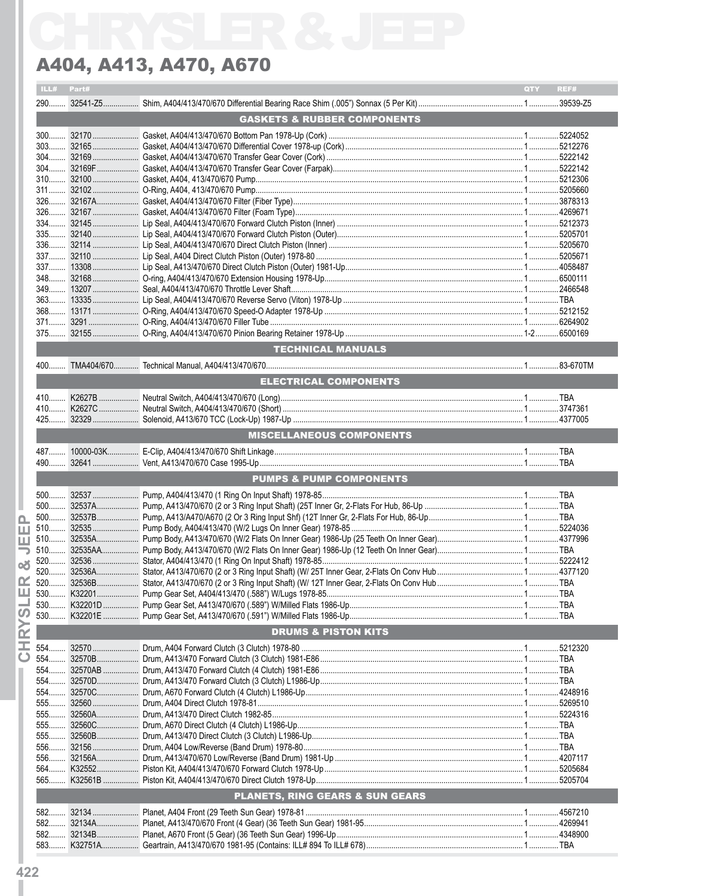# CHRYSLER & JEEP

## A404, A413, A470, A670

| ILL# | Part# | | QTY | REF# |
|---|---|---|---|---|
| 290 | 32541-Z5 | Shim, A404/413/470/670 Differential Bearing Race Shim (.005") Sonnax (5 Per Kit) | 1 | 39539-Z5 |
| | | **GASKETS & RUBBER COMPONENTS** | | |
| 300 | 32170 | Gasket, A404/413/470/670 Bottom Pan 1978-Up (Cork) | 1 | 5224052 |
| 303 | 32165 | Gasket, A404/413/470/670 Differential Cover 1978-up (Cork) | 1 | 5212276 |
| 304 | 32169 | Gasket, A404/413/470/670 Transfer Gear Cover (Cork) | 1 | 5222142 |
| 304 | 32169F | Gasket, A404/413/470/670 Transfer Gear Cover (Farpak) | 1 | 5222142 |
| 310 | 32100 | Gasket, A404, 413/470/670 Pump | 1 | 5212306 |
| 311 | 32102 | O-Ring, A404, 413/470/670 Pump | 1 | 5205660 |
| 326 | 32167A | Gasket, A404/413/470/670 Filter (Fiber Type) | 1 | 3878313 |
| 326 | 32167 | Gasket, A404/413/470/670 Filter (Foam Type) | 1 | 4269671 |
| 334 | 32145 | Lip Seal, A404/413/470/670 Forward Clutch Piston (Inner) | 1 | 5212373 |
| 335 | 32140 | Lip Seal, A404/413/470/670 Forward Clutch Piston (Outer) | 1 | 5205701 |
| 336 | 32114 | Lip Seal, A404/413/470/670 Direct Clutch Piston (Inner) | 1 | 5205670 |
| 337 | 32110 | Lip Seal, A404 Direct Clutch Piston (Outer) 1978-80 | 1 | 5205671 |
| 337 | 13308 | Lip Seal, A413/470/670 Direct Clutch Piston (Outer) 1981-Up | 1 | 4058487 |
| 348 | 32168 | O-ring, A404/413/470/670 Extension Housing 1978-Up | 1 | 6500111 |
| 349 | 13207 | Seal, A404/413/470/670 Throttle Lever Shaft | 1 | 2466548 |
| 363 | 13335 | Lip Seal, A404/413/470/670 Reverse Servo (Viton) 1978-Up | 1 | TBA |
| 368 | 13171 | O-Ring, A404/413/470/670 Speed-O Adapter 1978-Up | 1 | 5212152 |
| 371 | 3291 | O-Ring, A404/413/470/670 Filler Tube | 1 | 6264902 |
| 375 | 32155 | O-Ring, A404/413/470/670 Pinion Bearing Retainer 1978-Up | 1-2 | 6500169 |
| | | **TECHNICAL MANUALS** | | |
| 400 | TMA404/670 | Technical Manual, A404/413/470/670 | 1 | 83-670TM |
| | | **ELECTRICAL COMPONENTS** | | |
| 410 | K2627B | Neutral Switch, A404/413/470/670 (Long) | 1 | TBA |
| 410 | K2627C | Neutral Switch, A404/413/470/670 (Short) | 1 | 3747361 |
| 425 | 32329 | Solenoid, A413/670 TCC (Lock-Up) 1987-Up | 1 | 4377005 |
| | | **MISCELLANEOUS COMPONENTS** | | |
| 487 | 10000-03K | E-Clip, A404/413/470/670 Shift Linkage | 1 | TBA |
| 490 | 32641 | Vent, A413/470/670 Case 1995-Up | 1 | TBA |
| | | **PUMPS & PUMP COMPONENTS** | | |
| 500 | 32537 | Pump, A404/413/470 (1 Ring On Input Shaft) 1978-85 | 1 | TBA |
| 500 | 32537A | Pump, A413/470/670 (2 or 3 Ring Input Shaft) (25T Inner Gr, 2-Flats For Hub, 86-Up | 1 | TBA |
| 500 | 32537B | Pump, A413/A470/A670 (2 Or 3 Ring Input Shf) (12T Inner Gr, 2-Flats For Hub, 86-Up | 1 | TBA |
| 510 | 32535 | Pump Body, A404/413/470 (W/2 Lugs On Inner Gear) 1978-85 | 1 | 5224036 |
| 510 | 32535A | Pump Body, A413/470/670 (W/2 Flats On Inner Gear) 1986-Up (25 Teeth On Inner Gear) | 1 | 4377996 |
| 510 | 32535AA | Pump Body, A413/470/670 (W/2 Flats On Inner Gear) 1986-Up (12 Teeth On Inner Gear) | 1 | TBA |
| 520 | 32536 | Stator, A404/413/470 (1 Ring On Input Shaft) 1978-85 | 1 | 5222412 |
| 520 | 32536A | Stator, A413/470/670 (2 or 3 Ring Input Shaft) (W/ 25T Inner Gear, 2-Flats On Conv Hub | 1 | 4377120 |
| 520 | 32536B | Stator, A413/470/670 (2 or 3 Ring Input Shaft) (W/ 12T Inner Gear, 2-Flats On Conv Hub | 1 | TBA |
| 530 | K32201 | Pump Gear Set, A404/413/470 (.588") W/Lugs 1978-85 | 1 | TBA |
| 530 | K32201D | Pump Gear Set, A413/470/670 (.589") W/Milled Flats 1986-Up | 1 | TBA |
| 530 | K32201E | Pump Gear Set, A413/470/670 (.591") W/Milled Flats 1986-Up | 1 | TBA |
| | | **DRUMS & PISTON KITS** | | |
| 554 | 32570 | Drum, A404 Forward Clutch (3 Clutch) 1978-80 | 1 | 5212320 |
| 554 | 32570B | Drum, A413/470 Forward Clutch (3 Clutch) 1981-E86 | 1 | TBA |
| 554 | 32570AB | Drum, A413/470 Forward Clutch (4 Clutch) 1981-E86 | 1 | TBA |
| 554 | 32570D | Drum, A413/470 Forward Clutch (3 Clutch) L1986-Up | 1 | TBA |
| 554 | 32570C | Drum, A670 Forward Clutch (4 Clutch) L1986-Up | 1 | 4248916 |
| 555 | 32560 | Drum, A404 Direct Clutch 1978-81 | 1 | 5269510 |
| 555 | 32560A | Drum, A413/470 Direct Clutch 1982-85 | 1 | 5224316 |
| 555 | 32560C | Drum, A670 Direct Clutch (4 Clutch) L1986-Up | 1 | TBA |
| 555 | 32560B | Drum, A413/470 Direct Clutch (3 Clutch) L1986-Up | 1 | TBA |
| 556 | 32156 | Drum, A404 Low/Reverse (Band Drum) 1978-80 | 1 | TBA |
| 556 | 32156A | Drum, A413/470/670 Low/Reverse (Band Drum) 1981-Up | 1 | 4207117 |
| 564 | K32552 | Piston Kit, A404/413/470/670 Forward Clutch 1978-Up | 1 | 5205684 |
| 565 | K32561B | Piston Kit, A404/413/470/670 Direct Clutch 1978-Up | 1 | 5205704 |
| | | **PLANETS, RING GEARS & SUN GEARS** | | |
| 582 | 32134 | Planet, A404 Front (29 Teeth Sun Gear) 1978-81 | 1 | 4567210 |
| 582 | 32134A | Planet, A413/470/670 Front (4 Gear) (36 Teeth Sun Gear) 1981-95 | 1 | 4269941 |
| 582 | 32134B | Planet, A670 Front (5 Gear) (36 Teeth Sun Gear) 1996-Up | 1 | 4348900 |
| 583 | K32751A | Geartrain, A413/470/670 1981-95 (Contains: ILL# 894 To ILL# 678) | 1 | TBA |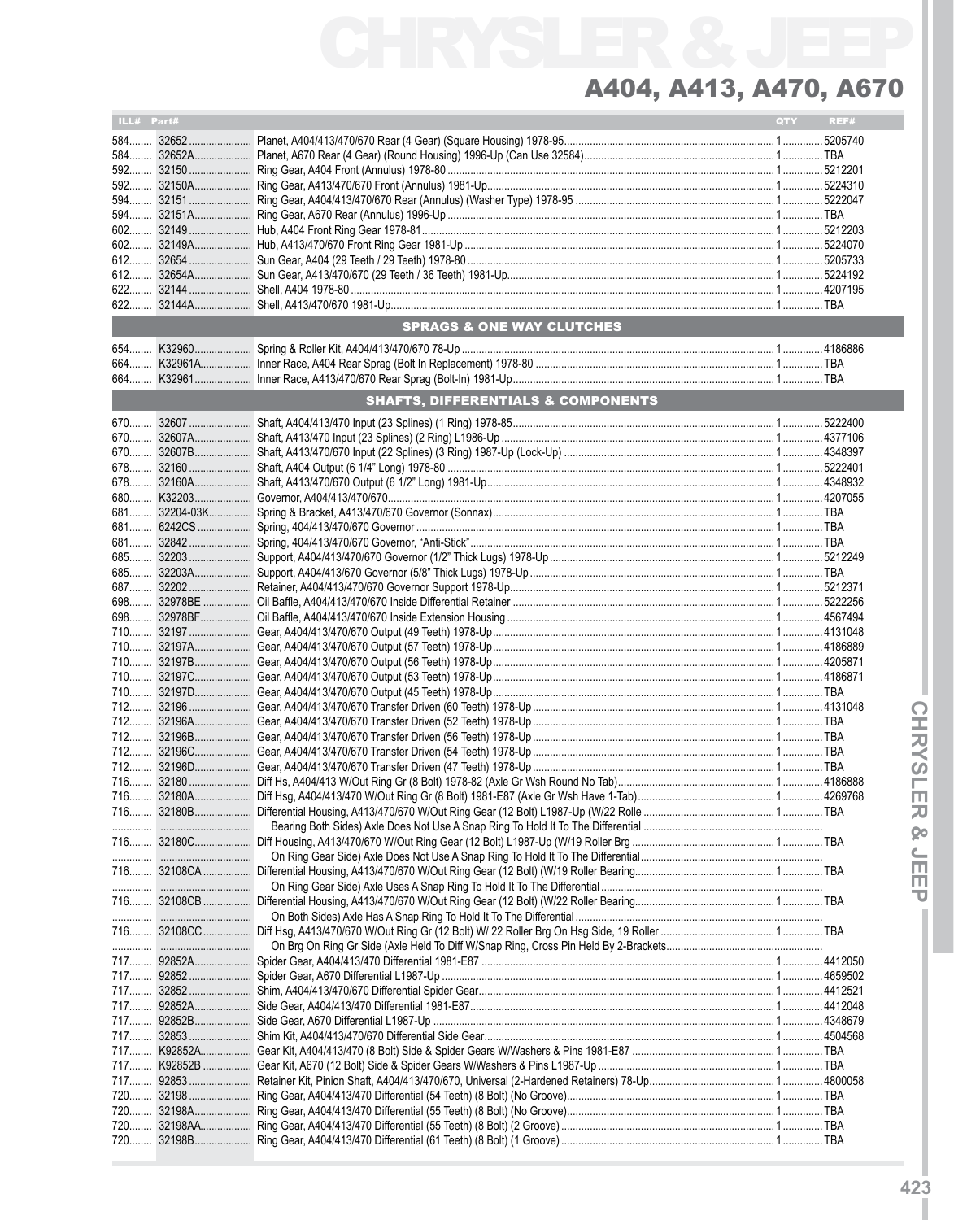# A404, A413, A470, A670

| ILL# | Part# | | QTY | REF# |
|---|---|---|---|---|
| 584 | 32652 | Planet, A404/413/470/670 Rear (4 Gear) (Square Housing) 1978-95 | 1 | 5205740 |
| 584 | 32652A | Planet, A670 Rear (4 Gear) (Round Housing) 1996-Up (Can Use 32584) | 1 | TBA |
| 592 | 32150 | Ring Gear, A404 Front (Annulus) 1978-80 | 1 | 5212201 |
| 592 | 32150A | Ring Gear, A413/470/670 Front (Annulus) 1981-Up | 1 | 5224310 |
| 594 | 32151 | Ring Gear, A404/413/470/670 Rear (Annulus) (Washer Type) 1978-95 | 1 | 5222047 |
| 594 | 32151A | Ring Gear, A670 Rear (Annulus) 1996-Up | 1 | TBA |
| 602 | 32149 | Hub, A404 Front Ring Gear 1978-81 | 1 | 5212203 |
| 602 | 32149A | Hub, A413/470/670 Front Ring Gear 1981-Up | 1 | 5224070 |
| 612 | 32654 | Sun Gear, A404 (29 Teeth / 29 Teeth) 1978-80 | 1 | 5205733 |
| 612 | 32654A | Sun Gear, A413/470/670 (29 Teeth / 36 Teeth) 1981-Up | 1 | 5224192 |
| 622 | 32144 | Shell, A404 1978-80 | 1 | 4207195 |
| 622 | 32144A | Shell, A413/470/670 1981-Up | 1 | TBA |

## SPRAGS & ONE WAY CLUTCHES

| ILL# | Part# | | QTY | REF# |
|---|---|---|---|---|
| 654 | K32960 | Spring & Roller Kit, A404/413/470/670 78-Up | 1 | 4186886 |
| 664 | K32961A | Inner Race, A404 Rear Sprag (Bolt In Replacement) 1978-80 | 1 | TBA |
| 664 | K32961 | Inner Race, A413/470/670 Rear Sprag (Bolt-In) 1981-Up | 1 | TBA |

## SHAFTS, DIFFERENTIALS & COMPONENTS

| ILL# | Part# | | QTY | REF# |
|---|---|---|---|---|
| 670 | 32607 | Shaft, A404/413/470 Input (23 Splines) (1 Ring) 1978-85 | 1 | 5222400 |
| 670 | 32607A | Shaft, A413/470 Input (23 Splines) (2 Ring) L1986-Up | 1 | 4377106 |
| 670 | 32607B | Shaft, A413/470/670 Input (22 Splines) (3 Ring) 1987-Up (Lock-Up) | 1 | 4348397 |
| 678 | 32160 | Shaft, A404 Output (6 1/4" Long) 1978-80 | 1 | 5222401 |
| 678 | 32160A | Shaft, A413/470/670 Output (6 1/2" Long) 1981-Up | 1 | 4348932 |
| 680 | K32203 | Governor, A404/413/470/670 | 1 | 4207055 |
| 681 | 32204-03K | Spring & Bracket, A413/470/670 Governor (Sonnax) | 1 | TBA |
| 681 | 6242CS | Spring, 404/413/470/670 Governor | 1 | TBA |
| 681 | 32842 | Spring, 404/413/470/670 Governor, "Anti-Stick" | 1 | TBA |
| 685 | 32203 | Support, A404/413/470/670 Governor (1/2" Thick Lugs) 1978-Up | 1 | 5212249 |
| 685 | 32203A | Support, A404/413/670 Governor (5/8" Thick Lugs) 1978-Up | 1 | TBA |
| 687 | 32202 | Retainer, A404/413/470/670 Governor Support 1978-Up | 1 | 5212371 |
| 698 | 32978BE | Oil Baffle, A404/413/470/670 Inside Differential Retainer | 1 | 5222256 |
| 698 | 32978BF | Oil Baffle, A404/413/470/670 Inside Extension Housing | 1 | 4567494 |
| 710 | 32197 | Gear, A404/413/470/670 Output (49 Teeth) 1978-Up | 1 | 4131048 |
| 710 | 32197A | Gear, A404/413/470/670 Output (57 Teeth) 1978-Up | 1 | 4186889 |
| 710 | 32197B | Gear, A404/413/470/670 Output (56 Teeth) 1978-Up | 1 | 4205871 |
| 710 | 32197C | Gear, A404/413/470/670 Output (53 Teeth) 1978-Up | 1 | 4186871 |
| 710 | 32197D | Gear, A404/413/470/670 Output (45 Teeth) 1978-Up | 1 | TBA |
| 712 | 32196 | Gear, A404/413/470/670 Transfer Driven (60 Teeth) 1978-Up | 1 | 4131048 |
| 712 | 32196A | Gear, A404/413/470/670 Transfer Driven (52 Teeth) 1978-Up | 1 | TBA |
| 712 | 32196B | Gear, A404/413/470/670 Transfer Driven (56 Teeth) 1978-Up | 1 | TBA |
| 712 | 32196C | Gear, A404/413/470/670 Transfer Driven (54 Teeth) 1978-Up | 1 | TBA |
| 712 | 32196D | Gear, A404/413/470/670 Transfer Driven (47 Teeth) 1978-Up | 1 | TBA |
| 716 | 32180 | Diff Hs, A404/413 W/Out Ring Gr (8 Bolt) 1978-82 (Axle Gr Wsh Round No Tab) | 1 | 4186888 |
| 716 | 32180A | Diff Hsg, A404/413/470 W/Out Ring Gr (8 Bolt) 1981-E87 (Axle Gr Wsh Have 1-Tab) | 1 | 4269768 |
| 716 | 32180B | Differential Housing, A413/470/670 W/Out Ring Gear (12 Bolt) L1987-Up (W/22 Rolle Bearing Both Sides) Axle Does Not Use A Snap Ring To Hold It To The Differential | 1 | TBA |
| 716 | 32180C | Diff Housing, A413/470/670 W/Out Ring Gear (12 Bolt) L1987-Up (W/19 Roller Brg On Ring Gear Side) Axle Does Not Use A Snap Ring To Hold It To The Differential | 1 | TBA |
| 716 | 32108CA | Differential Housing, A413/470/670 W/Out Ring Gear (12 Bolt) (W/19 Roller Bearing On Ring Gear Side) Axle Uses A Snap Ring To Hold It To The Differential | 1 | TBA |
| 716 | 32108CB | Differential Housing, A413/470/670 W/Out Ring Gear (12 Bolt) (W/22 Roller Bearing On Both Sides) Axle Has A Snap Ring To Hold It To The Differential | 1 | TBA |
| 716 | 32108CC | Diff Hsg, A413/470/670 W/Out Ring Gr (12 Bolt) W/ 22 Roller Brg On Hsg Side, 19 Roller On Brg On Ring Gr Side (Axle Held To Diff W/Snap Ring, Cross Pin Held By 2-Brackets | 1 | TBA |
| 717 | 92852A | Spider Gear, A404/413/470 Differential 1981-E87 | 1 | 4412050 |
| 717 | 92852 | Spider Gear, A670 Differential L1987-Up | 1 | 4659502 |
| 717 | 32852 | Shim, A404/413/470/670 Differential Spider Gear | 1 | 4412521 |
| 717 | 92852A | Side Gear, A404/413/470 Differential 1981-E87 | 1 | 4412048 |
| 717 | 92852B | Side Gear, A670 Differential L1987-Up | 1 | 4348679 |
| 717 | 32853 | Shim Kit, A404/413/470/670 Differential Side Gear | 1 | 4504568 |
| 717 | K92852A | Gear Kit, A404/413/470 (8 Bolt) Side & Spider Gears W/Washers & Pins 1981-E87 | 1 | TBA |
| 717 | K92852B | Gear Kit, A670 (12 Bolt) Side & Spider Gears W/Washers & Pins L1987-Up | 1 | TBA |
| 717 | 92853 | Retainer Kit, Pinion Shaft, A404/413/470/670, Universal (2-Hardened Retainers) 78-Up | 1 | 4800058 |
| 720 | 32198 | Ring Gear, A404/413/470 Differential (54 Teeth) (8 Bolt) (No Groove) | 1 | TBA |
| 720 | 32198A | Ring Gear, A404/413/470 Differential (55 Teeth) (8 Bolt) (No Groove) | 1 | TBA |
| 720 | 32198AA | Ring Gear, A404/413/470 Differential (55 Teeth) (8 Bolt) (2 Groove) | 1 | TBA |
| 720 | 32198B | Ring Gear, A404/413/470 Differential (61 Teeth) (8 Bolt) (1 Groove) | 1 | TBA |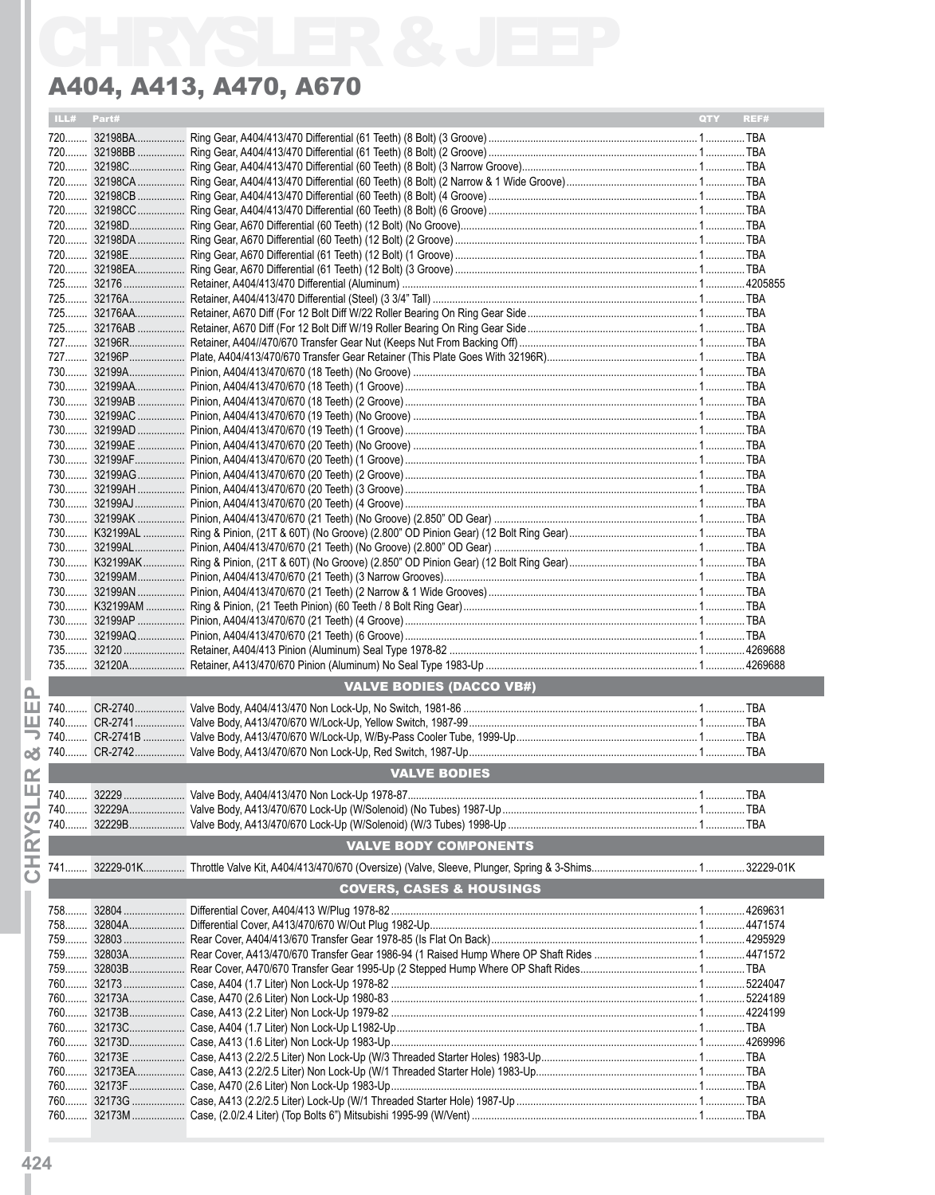# CHRYSLER & JEEP

## A404, A413, A470, A670

| ILL# | Part# | | QTY | REF# |
|---|---|---|---|---|
| 720 | 32198BA | Ring Gear, A404/413/470 Differential (61 Teeth) (8 Bolt) (3 Groove) | 1 | TBA |
| 720 | 32198BB | Ring Gear, A404/413/470 Differential (61 Teeth) (8 Bolt) (2 Groove) | 1 | TBA |
| 720 | 32198C | Ring Gear, A404/413/470 Differential (60 Teeth) (8 Bolt) (3 Narrow Groove) | 1 | TBA |
| 720 | 32198CA | Ring Gear, A404/413/470 Differential (60 Teeth) (8 Bolt) (2 Narrow & 1 Wide Groove) | 1 | TBA |
| 720 | 32198CB | Ring Gear, A404/413/470 Differential (60 Teeth) (8 Bolt) (4 Groove) | 1 | TBA |
| 720 | 32198CC | Ring Gear, A404/413/470 Differential (60 Teeth) (8 Bolt) (6 Groove) | 1 | TBA |
| 720 | 32198D | Ring Gear, A670 Differential (60 Teeth) (12 Bolt) (No Groove) | 1 | TBA |
| 720 | 32198DA | Ring Gear, A670 Differential (60 Teeth) (12 Bolt) (2 Groove) | 1 | TBA |
| 720 | 32198E | Ring Gear, A670 Differential (60 Teeth) (12 Bolt) (1 Groove) | 1 | TBA |
| 720 | 32198EA | Ring Gear, A670 Differential (61 Teeth) (12 Bolt) (3 Groove) | 1 | TBA |
| 725 | 32176 | Retainer, A404/413/470 Differential (Aluminum) | 1 | 4205855 |
| 725 | 32176A | Retainer, A404/413/470 Differential (Steel) (3 3/4" Tall) | 1 | TBA |
| 725 | 32176AA | Retainer, A670 Diff (For 12 Bolt Diff W/22 Roller Bearing On Ring Gear Side | 1 | TBA |
| 725 | 32176AB | Retainer, A670 Diff (For 12 Bolt Diff W/19 Roller Bearing On Ring Gear Side | 1 | TBA |
| 727 | 32196R | Retainer, A404//413/470/670 Transfer Gear Nut (Keeps Nut From Backing Off) | 1 | TBA |
| 727 | 32196P | Plate, A404/413/470/670 Transfer Gear Retainer (This Plate Goes With 32196R) | 1 | TBA |
| 730 | 32199A | Pinion, A404/413/470/670 (18 Teeth) (No Groove) | 1 | TBA |
| 730 | 32199AA | Pinion, A404/413/470/670 (18 Teeth) (1 Groove) | 1 | TBA |
| 730 | 32199AB | Pinion, A404/413/470/670 (18 Teeth) (2 Groove) | 1 | TBA |
| 730 | 32199AC | Pinion, A404/413/470/670 (19 Teeth) (No Groove) | 1 | TBA |
| 730 | 32199AD | Pinion, A404/413/470/670 (19 Teeth) (1 Groove) | 1 | TBA |
| 730 | 32199AE | Pinion, A404/413/470/670 (20 Teeth) (No Groove) | 1 | TBA |
| 730 | 32199AF | Pinion, A404/413/470/670 (20 Teeth) (1 Groove) | 1 | TBA |
| 730 | 32199AG | Pinion, A404/413/470/670 (20 Teeth) (2 Groove) | 1 | TBA |
| 730 | 32199AH | Pinion, A404/413/470/670 (20 Teeth) (3 Groove) | 1 | TBA |
| 730 | 32199AJ | Pinion, A404/413/470/670 (20 Teeth) (4 Groove) | 1 | TBA |
| 730 | 32199AK | Pinion, A404/413/470/670 (21 Teeth) (No Groove) (2.850" OD Gear) | 1 | TBA |
| 730 | K32199AL | Ring & Pinion, (21T & 60T) (No Groove) (2.800" OD Pinion Gear) (12 Bolt Ring Gear) | 1 | TBA |
| 730 | 32199AL | Pinion, A404/413/470/670 (21 Teeth) (No Groove) (2.800" OD Gear) | 1 | TBA |
| 730 | K32199AK | Ring & Pinion, (21T & 60T) (No Groove) (2.850" OD Pinion Gear) (12 Bolt Ring Gear) | 1 | TBA |
| 730 | 32199AM | Pinion, A404/413/470/670 (21 Teeth) (3 Narrow Grooves) | 1 | TBA |
| 730 | 32199AN | Pinion, A404/413/470/670 (21 Teeth) (2 Narrow & 1 Wide Grooves) | 1 | TBA |
| 730 | K32199AM | Ring & Pinion, (21 Teeth Pinion) (60 Teeth / 8 Bolt Ring Gear) | 1 | TBA |
| 730 | 32199AP | Pinion, A404/413/470/670 (21 Teeth) (4 Groove) | 1 | TBA |
| 730 | 32199AQ | Pinion, A404/413/470/670 (21 Teeth) (6 Groove) | 1 | TBA |
| 735 | 32120 | Retainer, A404/413 Pinion (Aluminum) Seal Type 1978-82 | 1 | 4269688 |
| 735 | 32120A | Retainer, A413/470/670 Pinion (Aluminum) No Seal Type 1983-Up | 1 | 4269688 |
| | | **VALVE BODIES (DACCO VB#)** | | |
| 740 | CR-2740 | Valve Body, A404/413/470 Non Lock-Up, No Switch, 1981-86 | 1 | TBA |
| 740 | CR-2741 | Valve Body, A413/470/670 W/Lock-Up, Yellow Switch, 1987-99 | 1 | TBA |
| 740 | CR-2741B | Valve Body, A413/470/670 W/Lock-Up, W/By-Pass Cooler Tube, 1999-Up | 1 | TBA |
| 740 | CR-2742 | Valve Body, A413/470/670 Non Lock-Up, Red Switch, 1987-Up | 1 | TBA |
| | | **VALVE BODIES** | | |
| 740 | 32229 | Valve Body, A404/413/470 Non Lock-Up 1978-87 | 1 | TBA |
| 740 | 32229A | Valve Body, A413/470/670 Lock-Up (W/Solenoid) (No Tubes) 1987-Up | 1 | TBA |
| 740 | 32229B | Valve Body, A413/470/670 Lock-Up (W/Solenoid) (W/3 Tubes) 1998-Up | 1 | TBA |
| | | **VALVE BODY COMPONENTS** | | |
| 741 | 32229-01K | Throttle Valve Kit, A404/413/470/670 (Oversize) (Valve, Sleeve, Plunger, Spring & 3-Shims | 1 | 32229-01K |
| | | **COVERS, CASES & HOUSINGS** | | |
| 758 | 32804 | Differential Cover, A404/413 W/Plug 1978-82 | 1 | 4269631 |
| 758 | 32804A | Differential Cover, A413/470/670 W/Out Plug 1982-Up | 1 | 4471574 |
| 759 | 32803 | Rear Cover, A404/413/470 Transfer Gear 1978-85 (Is Flat On Back) | 1 | 4295929 |
| 759 | 32803A | Rear Cover, A413/470/670 Transfer Gear 1986-94 (1 Raised Hump Where OP Shaft Rides | 1 | 4471572 |
| 759 | 32803B | Rear Cover, A470/670 Transfer Gear 1995-Up (2 Stepped Hump Where OP Shaft Rides | 1 | TBA |
| 760 | 32173 | Case, A404 (1.7 Liter) Non Lock-Up 1978-82 | 1 | 5224047 |
| 760 | 32173A | Case, A470 (2.6 Liter) Non Lock-Up 1980-83 | 1 | 5224189 |
| 760 | 32173B | Case, A413 (2.2 Liter) Non Lock-Up 1979-82 | 1 | 4224199 |
| 760 | 32173C | Case, A404 (1.7 Liter) Non Lock-Up L1982-Up | 1 | TBA |
| 760 | 32173D | Case, A413 (1.6 Liter) Non Lock-Up 1983-Up | 1 | 4269996 |
| 760 | 32173E | Case, A413 (2.2/2.5 Liter) Non Lock-Up (W/3 Threaded Starter Holes) 1983-Up | 1 | TBA |
| 760 | 32173EA | Case, A413 (2.2/2.5 Liter) Non Lock-Up (W/1 Threaded Starter Hole) 1983-Up | 1 | TBA |
| 760 | 32173F | Case, A470 (2.6 Liter) Non Lock-Up 1983-Up | 1 | TBA |
| 760 | 32173G | Case, A413 (2.2/2.5 Liter) Lock-Up (W/1 Threaded Starter Hole) 1987-Up | 1 | TBA |
| 760 | 32173M | Case, (2.0/2.4 Liter) (Top Bolts 6") Mitsubishi 1995-99 (W/Vent) | 1 | TBA |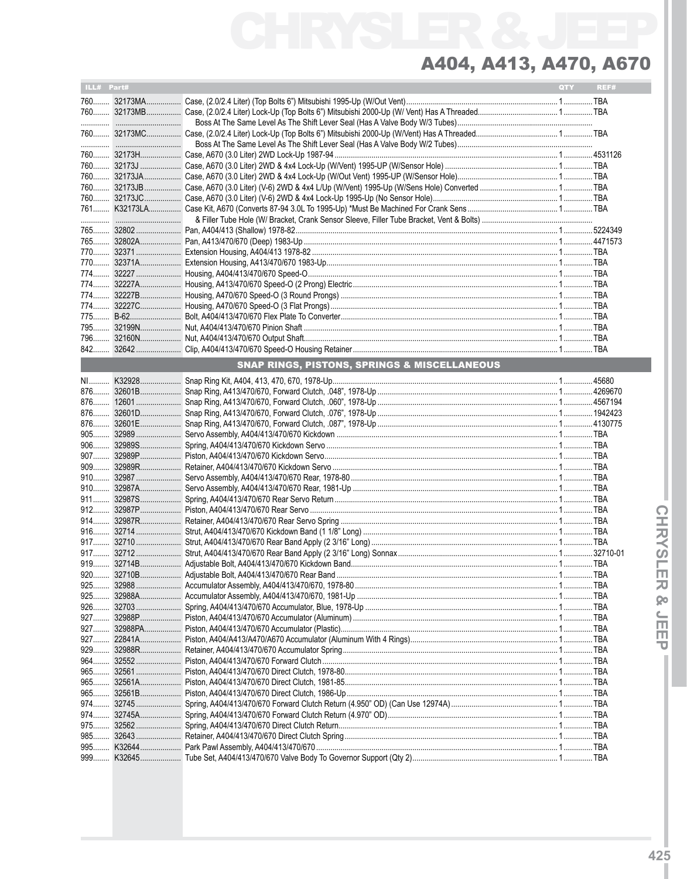# A404, A413, A470, A670

| ILL# | Part# | | QTY | REF# |
|---|---|---|---|---|
| 760 | 32173MA | Case, (2.0/2.4 Liter) (Top Bolts 6") Mitsubishi 1995-Up (W/Out Vent) | 1 | TBA |
| 760 | 32173MB | Case, (2.0/2.4 Liter) Lock-Up (Top Bolts 6") Mitsubishi 2000-Up (W/ Vent) Has A Threaded | 1 | TBA |
| | | Boss At The Same Level As The Shift Lever Seal (Has A Valve Body W/3 Tubes) | | |
| 760 | 32173MC | Case, (2.0/2.4 Liter) Lock-Up (Top Bolts 6") Mitsubishi 2000-Up (W/Vent) Has A Threaded | 1 | TBA |
| | | Boss At The Same Level As The Shift Lever Seal (Has A Valve Body W/2 Tubes) | | |
| 760 | 32173H | Case, A670 (3.0 Liter) 2WD Lock-Up 1987-94 | 1 | 4531126 |
| 760 | 32173J | Case, A670 (3.0 Liter) 2WD & 4x4 Lock-Up (W/Vent) 1995-UP (W/Sensor Hole) | 1 | TBA |
| 760 | 32173JA | Case, A670 (3.0 Liter) 2WD & 4x4 Lock-Up (W/Out Vent) 1995-UP (W/Sensor Hole) | 1 | TBA |
| 760 | 32173JB | Case, A670 (3.0 Liter) (V-6) 2WD & 4x4 L/Up (W/Vent) 1995-Up (W/Sens Hole) Converted | 1 | TBA |
| 760 | 32173JC | Case, A670 (3.0 Liter) (V-6) 2WD & 4x4 Lock-Up 1995-Up (No Sensor Hole) | 1 | TBA |
| 761 | K32173LA | Case Kit, A670 (Converts 87-94 3.0L To 1995-Up) *Must Be Machined For Crank Sens | 1 | TBA |
| | | & Filler Tube Hole (W/ Bracket, Crank Sensor Sleeve, Filler Tube Bracket, Vent & Bolts) | | |
| 765 | 32802 | Pan, A404/413 (Shallow) 1978-82 | 1 | 5224349 |
| 765 | 32802A | Pan, A413/470/670 (Deep) 1983-Up | 1 | 4471573 |
| 770 | 32371 | Extension Housing, A404/413 1978-82 | 1 | TBA |
| 770 | 32371A | Extension Housing, A413/470/670 1983-Up | 1 | TBA |
| 774 | 32227 | Housing, A404/413/470/670 Speed-O | 1 | TBA |
| 774 | 32227A | Housing, A413/470/670 Speed-O (2 Prong) Electric | 1 | TBA |
| 774 | 32227B | Housing, A470/670 Speed-O (3 Round Prongs) | 1 | TBA |
| 774 | 32227C | Housing, A470/670 Speed-O (3 Flat Prongs) | 1 | TBA |
| 775 | B-62 | Bolt, A404/413/470/670 Flex Plate To Converter | 1 | TBA |
| 795 | 32199N | Nut, A404/413/470/670 Pinion Shaft | 1 | TBA |
| 796 | 32160N | Nut, A404/413/470/670 Output Shaft | 1 | TBA |
| 842 | 32642 | Clip, A404/413/470/670 Speed-O Housing Retainer | 1 | TBA |

## SNAP RINGS, PISTONS, SPRINGS & MISCELLANEOUS

| ILL# | Part# | | QTY | REF# |
|---|---|---|---|---|
| NI | K32928 | Snap Ring Kit, A404, 413, 470, 670, 1978-Up | 1 | 45680 |
| 876 | 32601B | Snap Ring, A413/470/670, Forward Clutch, .048", 1978-Up | 1 | 4269670 |
| 876 | 12601 | Snap Ring, A413/470/670, Forward Clutch, .060", 1978-Up | 1 | 4567194 |
| 876 | 32601D | Snap Ring, A413/470/670, Forward Clutch, .076", 1978-Up | 1 | 1942423 |
| 876 | 32601E | Snap Ring, A413/470/670, Forward Clutch, .087", 1978-Up | 1 | 4130775 |
| 905 | 32989 | Servo Assembly, A404/413/470/670 Kickdown | 1 | TBA |
| 906 | 32989S | Spring, A404/413/470/670 Kickdown Servo | 1 | TBA |
| 907 | 32989P | Piston, A404/413/470/670 Kickdown Servo | 1 | TBA |
| 909 | 32989R | Retainer, A404/413/470/670 Kickdown Servo | 1 | TBA |
| 910 | 32987 | Servo Assembly, A404/413/470/670 Rear, 1978-80 | 1 | TBA |
| 910 | 32987A | Servo Assembly, A404/413/470/670 Rear, 1981-Up | 1 | TBA |
| 911 | 32987S | Spring, A404/413/470/670 Rear Servo Return | 1 | TBA |
| 912 | 32987P | Piston, A404/413/470/670 Rear Servo | 1 | TBA |
| 914 | 32987R | Retainer, A404/413/470/670 Rear Servo Spring | 1 | TBA |
| 916 | 32714 | Strut, A404/413/470/670 Kickdown Band (1 1/8" Long) | 1 | TBA |
| 917 | 32710 | Strut, A404/413/470/670 Rear Band Apply (2 3/16" Long) | 1 | TBA |
| 917 | 32712 | Strut, A404/413/470/670 Rear Band Apply (2 3/16" Long) Sonnax | 1 | 32710-01 |
| 919 | 32714B | Adjustable Bolt, A404/413/470/670 Kickdown Band | 1 | TBA |
| 920 | 32710B | Adjustable Bolt, A404/413/470/670 Rear Band | 1 | TBA |
| 925 | 32988 | Accumulator Assembly, A404/413/470/670, 1978-80 | 1 | TBA |
| 925 | 32988A | Accumulator Assembly, A404/413/470/670, 1981-Up | 1 | TBA |
| 926 | 32703 | Spring, A404/413/470/670 Accumulator, Blue, 1978-Up | 1 | TBA |
| 927 | 32988P | Piston, A404/413/470/670 Accumulator (Aluminum) | 1 | TBA |
| 927 | 32988PA | Piston, A404/413/470/670 Accumulator (Plastic) | 1 | TBA |
| 927 | 22841A | Piston, A404/A413/A470/A670 Accumulator (Aluminum With 4 Rings) | 1 | TBA |
| 929 | 32988R | Retainer, A404/413/470/670 Accumulator Spring | 1 | TBA |
| 964 | 32552 | Piston, A404/413/470/670 Forward Clutch | 1 | TBA |
| 965 | 32561 | Piston, A404/413/470/670 Direct Clutch, 1978-80 | 1 | TBA |
| 965 | 32561A | Piston, A404/413/470/670 Direct Clutch, 1981-85 | 1 | TBA |
| 965 | 32561B | Piston, A404/413/470/670 Direct Clutch, 1986-Up | 1 | TBA |
| 974 | 32745 | Spring, A404/413/470/670 Forward Clutch Return (4.950" OD) (Can Use 12974A) | 1 | TBA |
| 974 | 32745A | Spring, A404/413/470/670 Forward Clutch Return (4.970" OD) | 1 | TBA |
| 975 | 32562 | Spring, A404/413/470/670 Direct Clutch Return | 1 | TBA |
| 985 | 32643 | Retainer, A404/413/470/670 Direct Clutch Spring | 1 | TBA |
| 995 | K32644 | Park Pawl Assembly, A404/413/470/670 | 1 | TBA |
| 999 | K32645 | Tube Set, A404/413/470/670 Valve Body To Governor Support (Qty 2) | 1 | TBA |